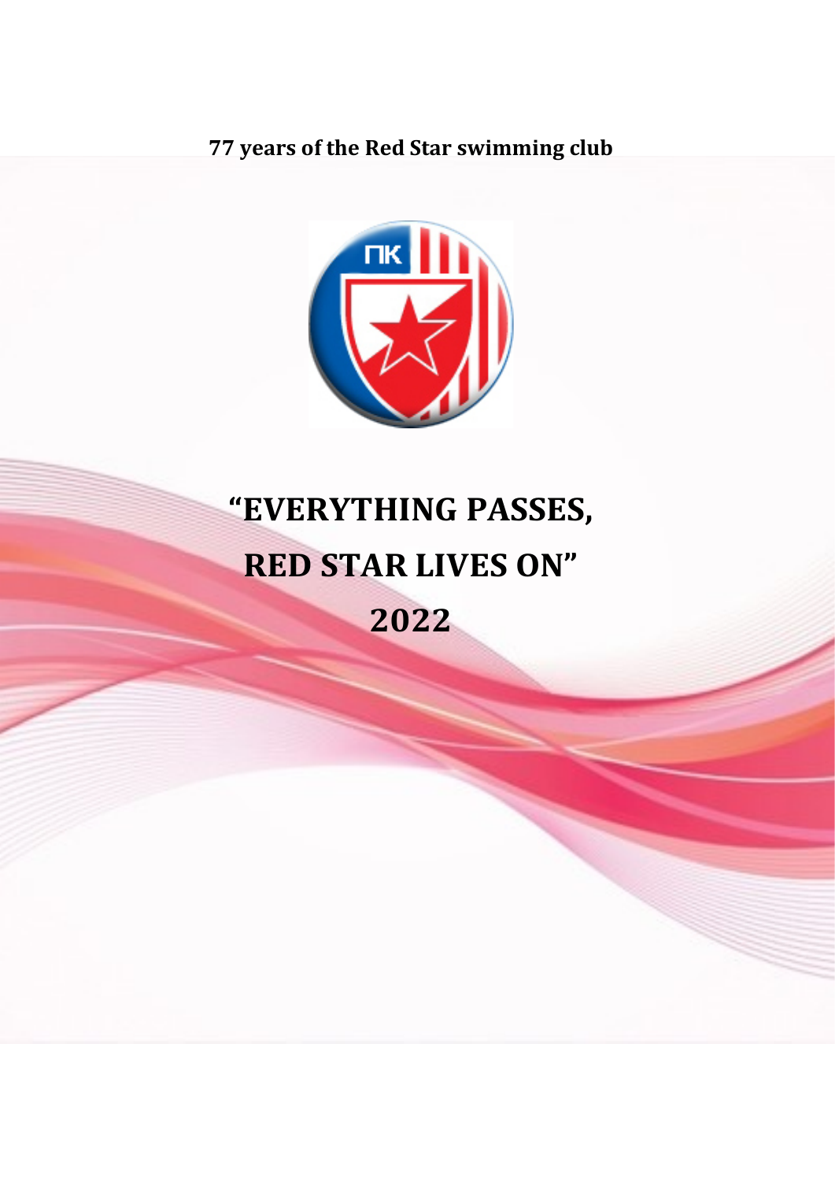**77 years of the Red Star swimming club**

# "EVERYTHING PASSES, RED STAR LIVES ON"

# 2022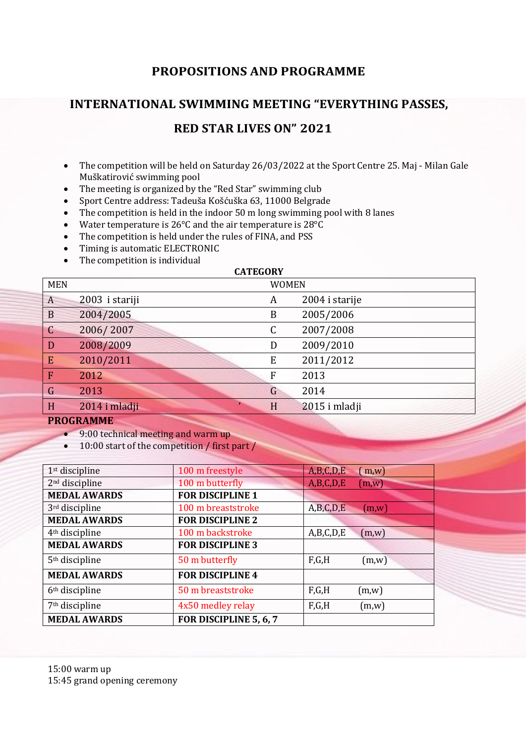## PROPOSITIONS AND PROGRAMME

## INTERNATIONAL SWIMMING MEETING "EVERYTHING PASSES, RED STAR LIVES ON" 2021

- The competition will be held on Saturday 26/03/2022 at the Sport Centre 25. Maj - Milan Gale Muškatirović swimming pool
- The meeting is organized by the "Red Star" swimming club
- Sport Centre address: Tadeuša Košćuška 63, 11000 Belgrade
- The competition is held in the indoor 50 m long swimming pool with 8 lanes
- Water temperature is 26°C and the air temperature is 28°C
- The competition is held under the rules of FINA, and PSS
- Timing is automatic ELECTRONIC
- The competition is individual

**CATEGORY**

| MEN | | WOMEN | |
|---|---|---|---|
| A | 2003 i stariji | A | 2004 i starije |
| B | 2004/2005 | B | 2005/2006 |
| C | 2006/ 2007 | C | 2007/2008 |
| D | 2008/2009 | D | 2009/2010 |
| E | 2010/2011 | E | 2011/2012 |
| F | 2012 | F | 2013 |
| G | 2013 | G | 2014 |
| H | 2014 i mladji | H | 2015 i mladji |

**PROGRAMME**

- 9:00 technical meeting and warm up
- 10:00 start of the competition / first part /

| | | |
|---|---|---|
| 1st discipline | 100 m freestyle | A,B,C,D,E ( m,w) |
| 2nd discipline | 100 m butterfly | A,B,C,D,E (m,w) |
| **MEDAL AWARDS** | **FOR DISCIPLINE 1** | |
| 3rd discipline | 100 m breaststroke | A,B,C,D,E (m,w) |
| **MEDAL AWARDS** | **FOR DISCIPLINE 2** | |
| 4th discipline | 100 m backstroke | A,B,C,D,E (m,w) |
| **MEDAL AWARDS** | **FOR DISCIPLINE 3** | |
| 5th discipline | 50 m butterfly | F,G,H (m,w) |
| **MEDAL AWARDS** | **FOR DISCIPLINE 4** | |
| 6th discipline | 50 m breaststroke | F,G,H (m,w) |
| 7th discipline | 4x50 medley relay | F,G,H (m,w) |
| **MEDAL AWARDS** | **FOR DISCIPLINE 5, 6, 7** | |

15:00 warm up
15:45 grand opening ceremony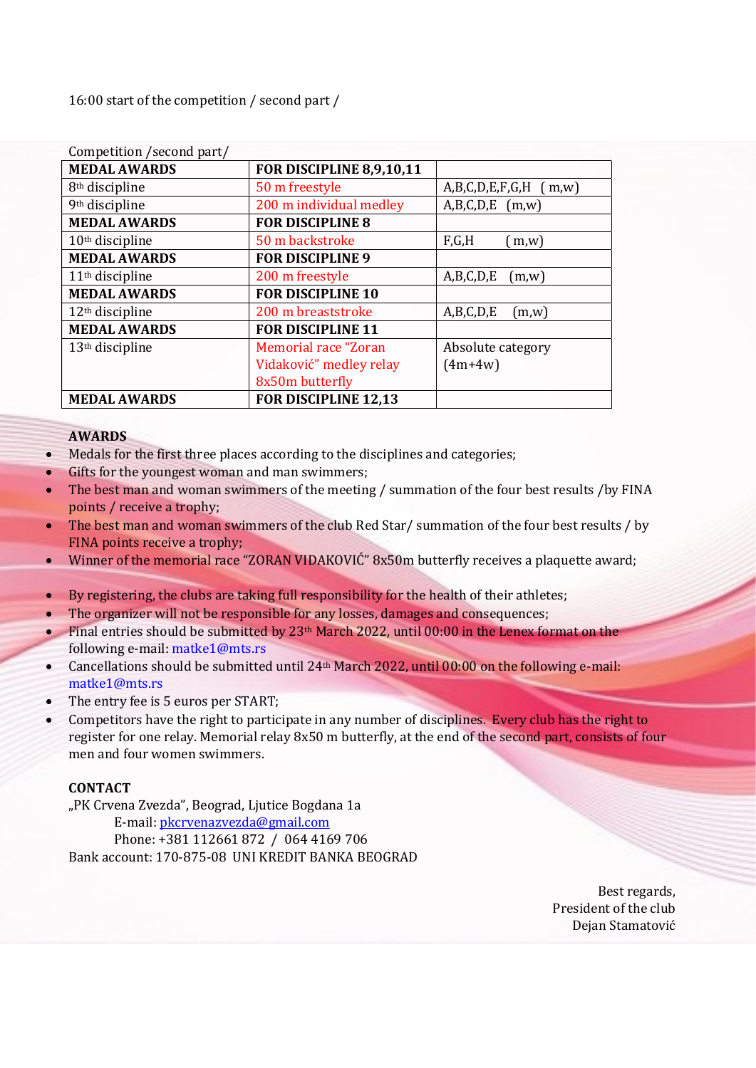16:00 start of the competition / second part /

Competition /second part/

| MEDAL AWARDS | FOR DISCIPLINE 8,9,10,11 | |
|---|---|---|
| 8th discipline | 50 m freestyle | A,B,C,D,E,F,G,H ( m,w) |
| 9th discipline | 200 m individual medley | A,B,C,D,E (m,w) |
| MEDAL AWARDS | FOR DISCIPLINE 8 | |
| 10th discipline | 50 m backstroke | F,G,H ( m,w) |
| MEDAL AWARDS | FOR DISCIPLINE 9 | |
| 11th discipline | 200 m freestyle | A,B,C,D,E (m,w) |
| MEDAL AWARDS | FOR DISCIPLINE 10 | |
| 12th discipline | 200 m breaststroke | A,B,C,D,E (m,w) |
| MEDAL AWARDS | FOR DISCIPLINE 11 | |
| 13th discipline | Memorial race "Zoran Vidaković" medley relay 8x50m butterfly | Absolute category (4m+4w) |
| MEDAL AWARDS | FOR DISCIPLINE 12,13 | |

**AWARDS**

- Medals for the first three places according to the disciplines and categories;
- Gifts for the youngest woman and man swimmers;
- The best man and woman swimmers of the meeting / summation of the four best results /by FINA points / receive a trophy;
- The best man and woman swimmers of the club Red Star/ summation of the four best results / by FINA points receive a trophy;
- Winner of the memorial race "ZORAN VIDAKOVIĆ" 8x50m butterfly receives a plaquette award;

- By registering, the clubs are taking full responsibility for the health of their athletes;
- The organizer will not be responsible for any losses, damages and consequences;
- Final entries should be submitted by 23th March 2022, until 00:00 in the Lenex format on the following e-mail: matke1@mts.rs
- Cancellations should be submitted until 24th March 2022, until 00:00 on the following e-mail: matke1@mts.rs
- The entry fee is 5 euros per START;
- Competitors have the right to participate in any number of disciplines. Every club has the right to register for one relay. Memorial relay 8x50 m butterfly, at the end of the second part, consists of four men and four women swimmers.

**CONTACT**

„PK Crvena Zvezda", Beograd, Ljutice Bogdana 1a
E-mail: pkcrvenazvezda@gmail.com
Phone: +381 112661 872 / 064 4169 706
Bank account: 170-875-08 UNI KREDIT BANKA BEOGRAD

Best regards,
President of the club
Dejan Stamatović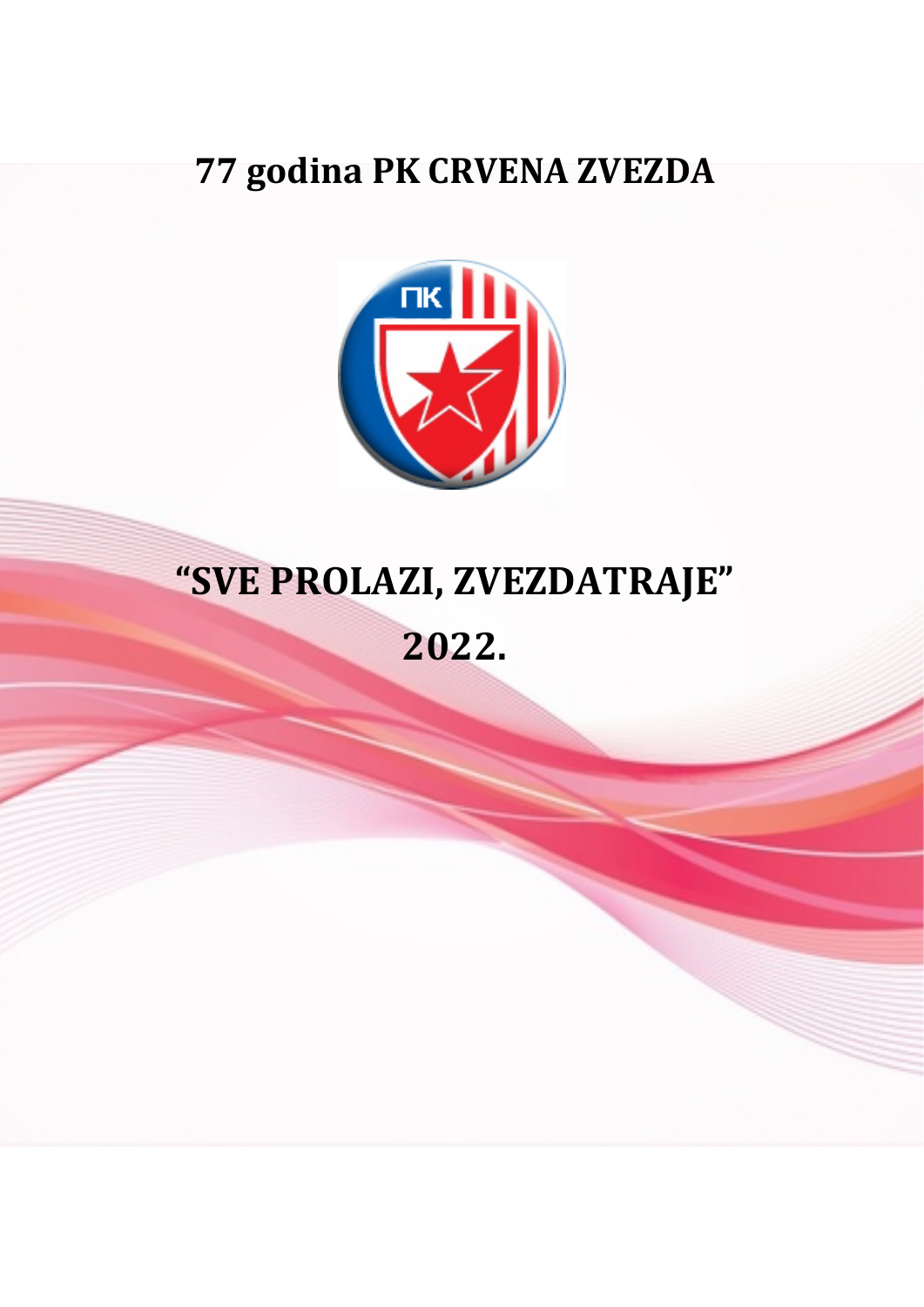# 77 godina PK CRVENA ZVEZDA

# "SVE PROLAZI, ZVEZDATRAJE"

# 2022.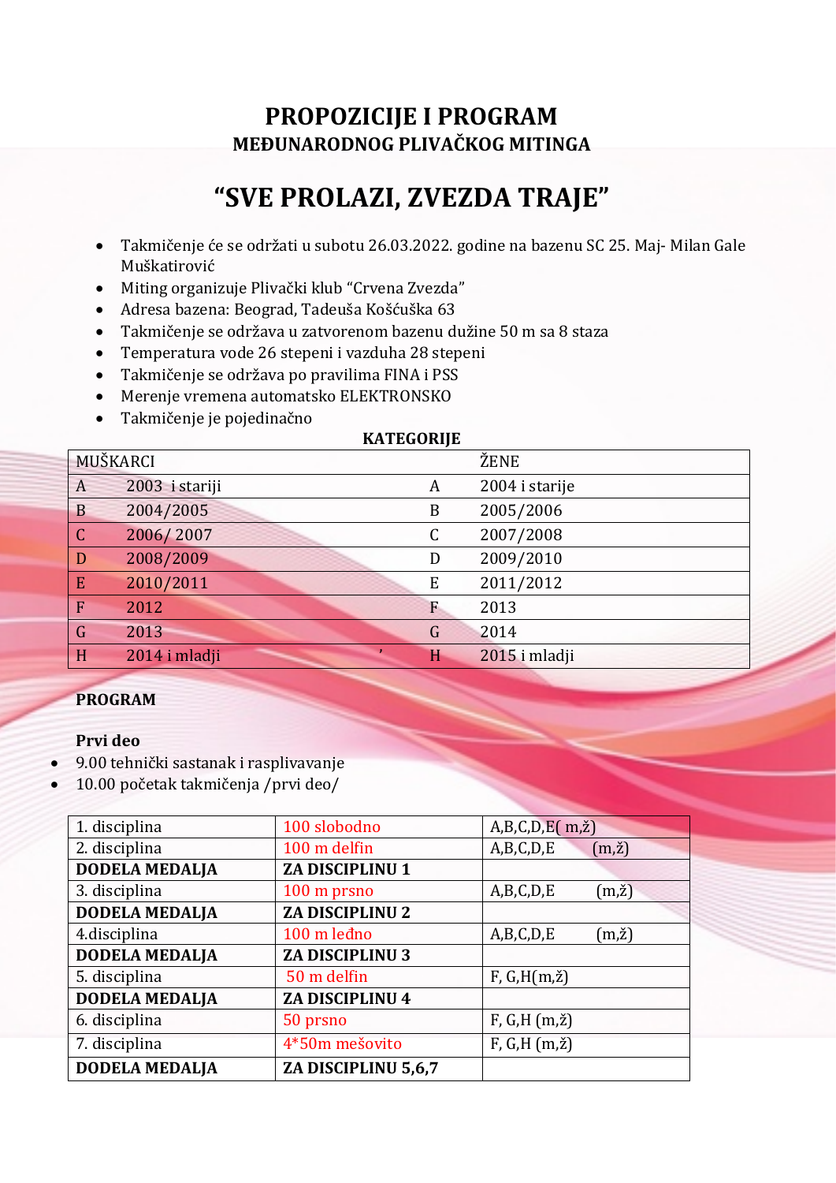# PROPOZICIJE I PROGRAM

## MEĐUNARODNOG PLIVAČKOG MITINGA

# "SVE PROLAZI, ZVEZDA TRAJE"

- Takmičenje će se održati u subotu 26.03.2022. godine na bazenu SC 25. Maj- Milan Gale Muškatirović
- Miting organizuje Plivački klub "Crvena Zvezda"
- Adresa bazena: Beograd, Tadeuša Košćuška 63
- Takmičenje se održava u zatvorenom bazenu dužine 50 m sa 8 staza
- Temperatura vode 26 stepeni i vazduha 28 stepeni
- Takmičenje se održava po pravilima FINA i PSS
- Merenje vremena automatsko ELEKTRONSKO
- Takmičenje je pojedinačno

**KATEGORIJE**

| MUŠKARCI | | ŽENE | |
|---|---|---|---|
| A | 2003 i stariji | A | 2004 i starije |
| B | 2004/2005 | B | 2005/2006 |
| C | 2006/ 2007 | C | 2007/2008 |
| D | 2008/2009 | D | 2009/2010 |
| E | 2010/2011 | E | 2011/2012 |
| F | 2012 | F | 2013 |
| G | 2013 | G | 2014 |
| H | 2014 i mladji | H | 2015 i mladji |

**PROGRAM**

**Prvi deo**

- 9.00 tehnički sastanak i rasplivavanje
- 10.00 početak takmičenja /prvi deo/

| | | |
|---|---|---|
| 1. disciplina | 100 slobodno | A,B,C,D,E( m,ž) |
| 2. disciplina | 100 m delfin | A,B,C,D,E (m,ž) |
| **DODELA MEDALJA** | **ZA DISCIPLINU 1** | |
| 3. disciplina | 100 m prsno | A,B,C,D,E (m,ž) |
| **DODELA MEDALJA** | **ZA DISCIPLINU 2** | |
| 4.disciplina | 100 m leđno | A,B,C,D,E (m,ž) |
| **DODELA MEDALJA** | **ZA DISCIPLINU 3** | |
| 5. disciplina | 50 m delfin | F, G,H(m,ž) |
| **DODELA MEDALJA** | **ZA DISCIPLINU 4** | |
| 6. disciplina | 50 prsno | F, G,H (m,ž) |
| 7. disciplina | 4*50m mešovito | F, G,H (m,ž) |
| **DODELA MEDALJA** | **ZA DISCIPLINU 5,6,7** | |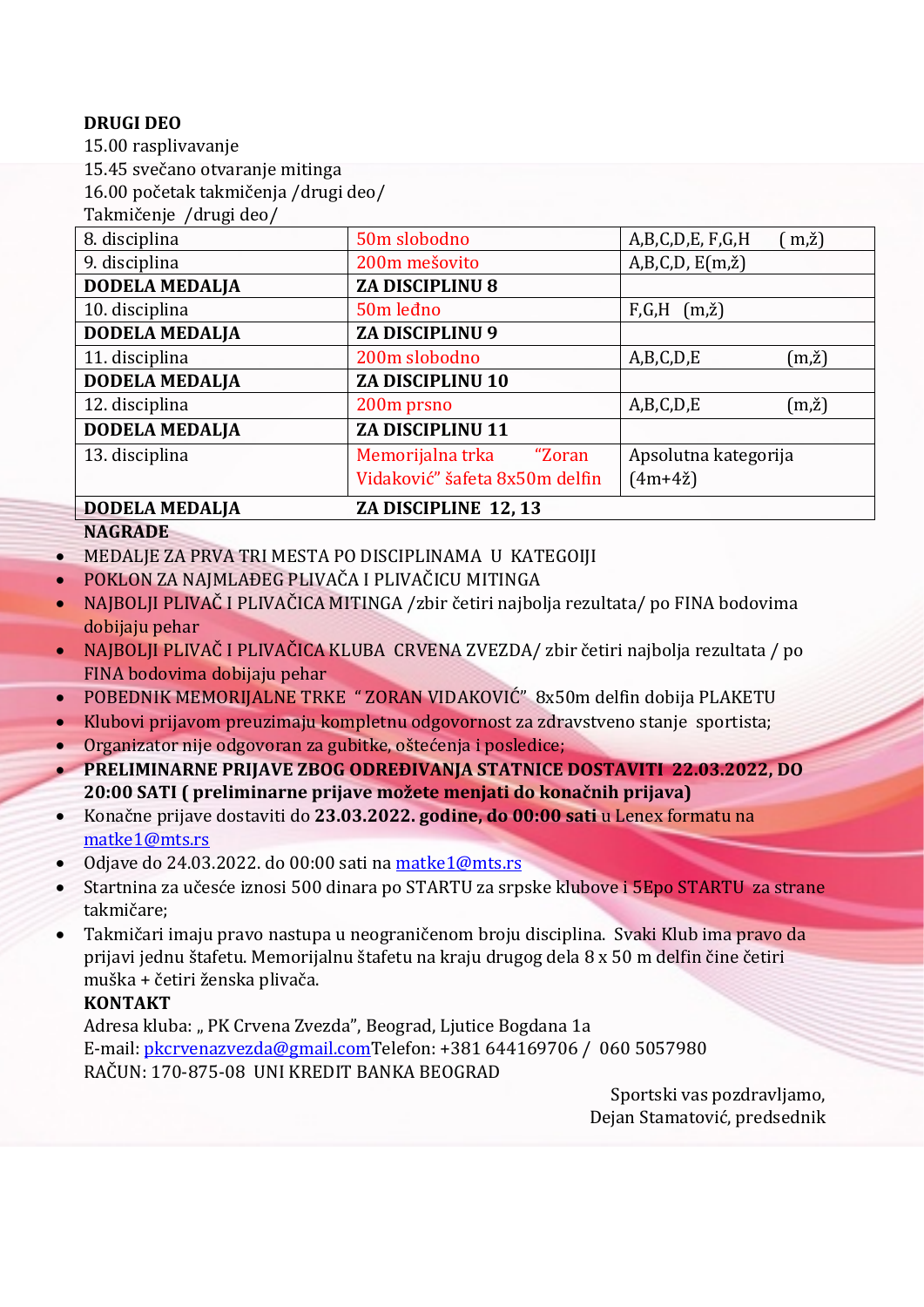**DRUGI DEO**

15.00 rasplivavanje

15.45 svečano otvaranje mitinga

16.00 početak takmičenja /drugi deo/

Takmičenje /drugi deo/

| | | |
|---|---|---|
| 8. disciplina | 50m slobodno | A,B,C,D,E, F,G,H ( m,ž) |
| 9. disciplina | 200m mešovito | A,B,C,D, E(m,ž) |
| **DODELA MEDALJA** | **ZA DISCIPLINU 8** | |
| 10. disciplina | 50m leđno | F,G,H (m,ž) |
| **DODELA MEDALJA** | **ZA DISCIPLINU 9** | |
| 11. disciplina | 200m slobodno | A,B,C,D,E (m,ž) |
| **DODELA MEDALJA** | **ZA DISCIPLINU 10** | |
| 12. disciplina | 200m prsno | A,B,C,D,E (m,ž) |
| **DODELA MEDALJA** | **ZA DISCIPLINU 11** | |
| 13. disciplina | Memorijalna trka "Zoran Vidaković" šafeta 8x50m delfin | Apsolutna kategorija (4m+4ž) |
| **DODELA MEDALJA** | **ZA DISCIPLINE 12, 13** | |

**NAGRADE**

- MEDALJE ZA PRVA TRI MESTA PO DISCIPLINAMA U KATEGOIJI
- POKLON ZA NAJMLAĐEG PLIVAČA I PLIVAČICU MITINGA
- NAJBOLJI PLIVAČ I PLIVAČICA MITINGA /zbir četiri najbolja rezultata/ po FINA bodovima dobijaju pehar
- NAJBOLJI PLIVAČ I PLIVAČICA KLUBA CRVENA ZVEZDA/ zbir četiri najbolja rezultata / po FINA bodovima dobijaju pehar
- POBEDNIK MEMORIJALNE TRKE " ZORAN VIDAKOVIĆ" 8x50m delfin dobija PLAKETU
- Klubovi prijavom preuzimaju kompletnu odgovornost za zdravstveno stanje sportista;
- Organizator nije odgovoran za gubitke, oštećenja i posledice;
- **PRELIMINARNE PRIJAVE ZBOG ODREĐIVANJA STATNICE DOSTAVITI 22.03.2022, DO 20:00 SATI ( preliminarne prijave možete menjati do konačnih prijava)**
- Konačne prijave dostaviti do **23.03.2022. godine, do 00:00 sati** u Lenex formatu na matke1@mts.rs
- Odjave do 24.03.2022. do 00:00 sati na matke1@mts.rs
- Startnina za učešće iznosi 500 dinara po STARTU za srpske klubove i 5Epo STARTU za strane takmičare;
- Takmičari imaju pravo nastupa u neograničenom broju disciplina. Svaki Klub ima pravo da prijavi jednu štafetu. Memorijalnu štafetu na kraju drugog dela 8 x 50 m delfin čine četiri muška + četiri ženska plivača.

**KONTAKT**

Adresa kluba: „ PK Crvena Zvezda", Beograd, Ljutice Bogdana 1a

E-mail: pkcrvenazvezda@gmail.comTelefon: +381 644169706 / 060 5057980

RAČUN: 170-875-08 UNI KREDIT BANKA BEOGRAD

Sportski vas pozdravljamo,
Dejan Stamatović, predsednik